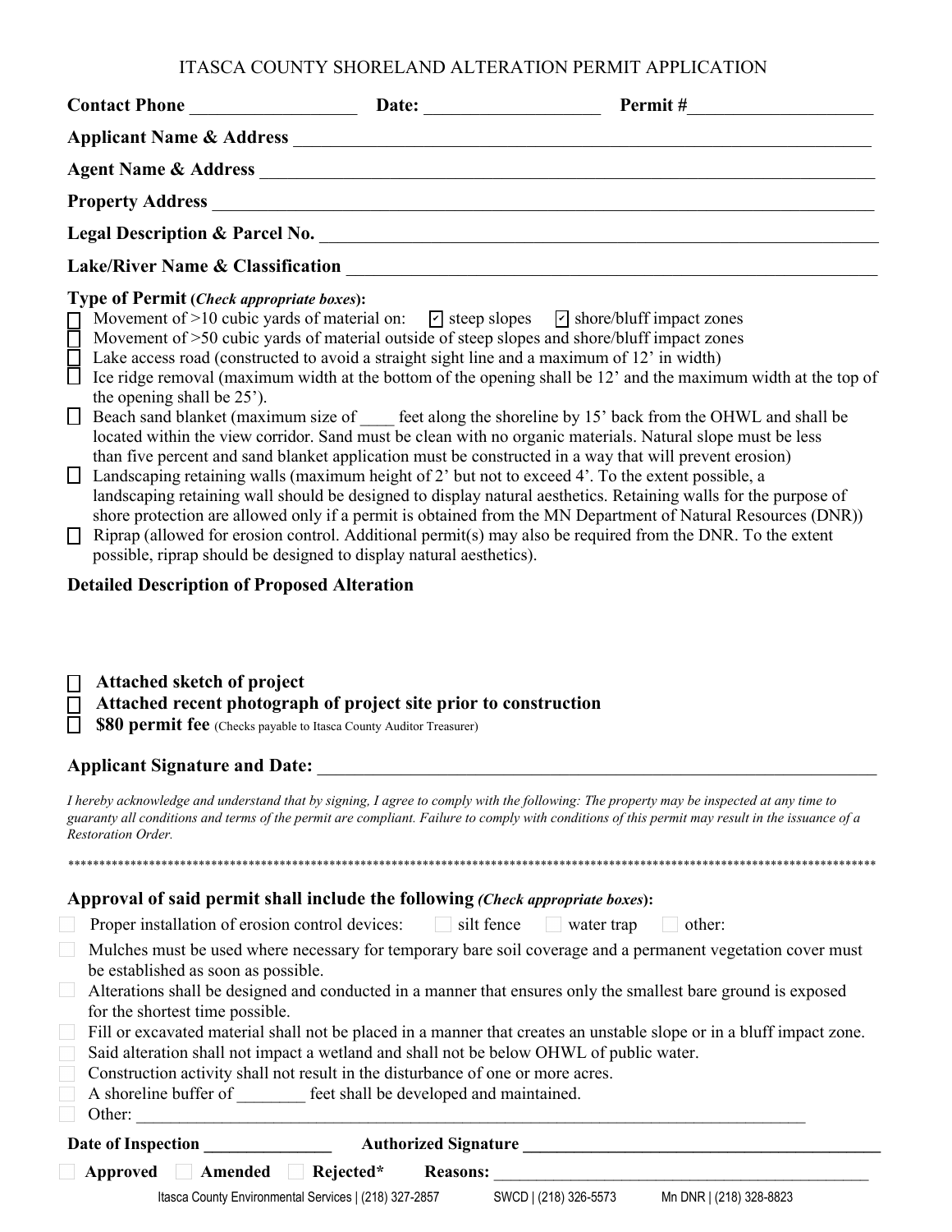# ITASCA COUNTY SHORELAND ALTERATION PERMIT APPLICATION

**Contact Phone** ___________________ **Date:** ____________________ **Permit #**_____________________

**Applicant Name & Address** ______________________________________________________________

**Agent Name & Address** ________________________________________________________________

**Property Address** ______________________________________________________________________

**Legal Description & Parcel No.** _________________________________________________________

**Lake/River Name & Classification** _______________________________________________________

**Type of Permit (*Check appropriate boxes*):**

- ☐ Movement of >10 cubic yards of material on: ☑ steep slopes ☑ shore/bluff impact zones
- ☐ Movement of >50 cubic yards of material outside of steep slopes and shore/bluff impact zones
- ☐ Lake access road (constructed to avoid a straight sight line and a maximum of 12' in width)
- ☐ Ice ridge removal (maximum width at the bottom of the opening shall be 12' and the maximum width at the top of the opening shall be 25').
- ☐ Beach sand blanket (maximum size of ____ feet along the shoreline by 15' back from the OHWL and shall be located within the view corridor. Sand must be clean with no organic materials. Natural slope must be less than five percent and sand blanket application must be constructed in a way that will prevent erosion)
- ☐ Landscaping retaining walls (maximum height of 2' but not to exceed 4'. To the extent possible, a landscaping retaining wall should be designed to display natural aesthetics. Retaining walls for the purpose of shore protection are allowed only if a permit is obtained from the MN Department of Natural Resources (DNR))
- ☐ Riprap (allowed for erosion control. Additional permit(s) may also be required from the DNR. To the extent possible, riprap should be designed to display natural aesthetics).

**Detailed Description of Proposed Alteration**

- ☐ **Attached sketch of project**
- ☐ **Attached recent photograph of project site prior to construction**
- ☐ **$80 permit fee** (Checks payable to Itasca County Auditor Treasurer)

**Applicant Signature and Date:** _____________________________________________________________

*I hereby acknowledge and understand that by signing, I agree to comply with the following: The property may be inspected at any time to guaranty all conditions and terms of the permit are compliant. Failure to comply with conditions of this permit may result in the issuance of a Restoration Order.*

*******************************************************************************************************************************

**Approval of said permit shall include the following *(Check appropriate boxes)*:**

- ☐ Proper installation of erosion control devices: ☐ silt fence ☐ water trap ☐ other:
- ☐ Mulches must be used where necessary for temporary bare soil coverage and a permanent vegetation cover must be established as soon as possible.
- ☐ Alterations shall be designed and conducted in a manner that ensures only the smallest bare ground is exposed for the shortest time possible.
- ☐ Fill or excavated material shall not be placed in a manner that creates an unstable slope or in a bluff impact zone.
- ☐ Said alteration shall not impact a wetland and shall not be below OHWL of public water.
- ☐ Construction activity shall not result in the disturbance of one or more acres.
- ☐ A shoreline buffer of ________ feet shall be developed and maintained.
- ☐ Other: ______________________________________________________________________________

**Date of Inspection** _______________ **Authorized Signature** ____________________________________________

☐ **Approved** ☐ **Amended** ☐ **Rejected*** **Reasons:** ______________________________________________

Itasca County Environmental Services | (218) 327-2857 SWCD | (218) 326-5573 Mn DNR | (218) 328-8823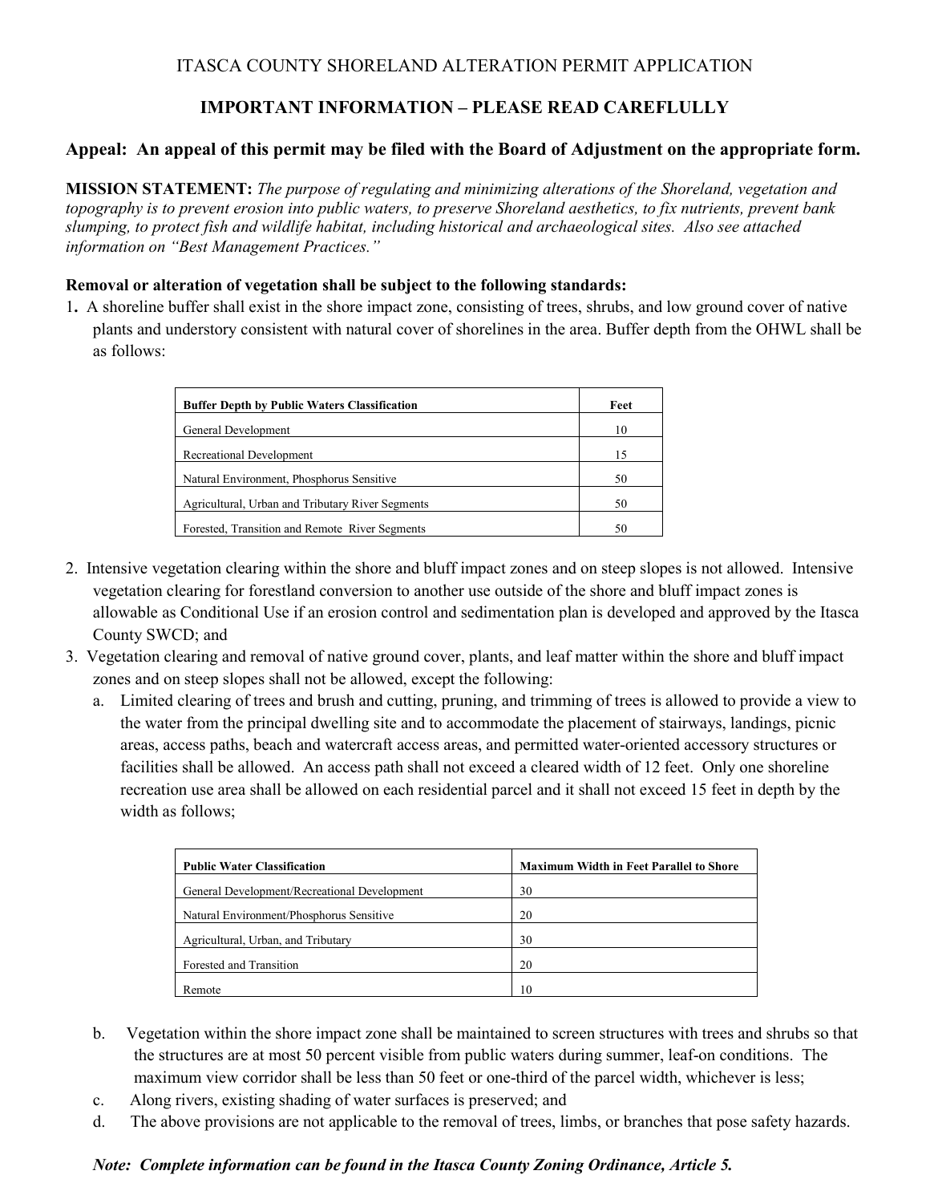ITASCA COUNTY SHORELAND ALTERATION PERMIT APPLICATION

**IMPORTANT INFORMATION – PLEASE READ CAREFLULLY**

### Appeal: An appeal of this permit may be filed with the Board of Adjustment on the appropriate form.

**MISSION STATEMENT:** *The purpose of regulating and minimizing alterations of the Shoreland, vegetation and topography is to prevent erosion into public waters, to preserve Shoreland aesthetics, to fix nutrients, prevent bank slumping, to protect fish and wildlife habitat, including historical and archaeological sites. Also see attached information on "Best Management Practices."*

**Removal or alteration of vegetation shall be subject to the following standards:**

1. A shoreline buffer shall exist in the shore impact zone, consisting of trees, shrubs, and low ground cover of native plants and understory consistent with natural cover of shorelines in the area. Buffer depth from the OHWL shall be as follows:

| Buffer Depth by Public Waters Classification | Feet |
|---|---|
| General Development | 10 |
| Recreational Development | 15 |
| Natural Environment, Phosphorus Sensitive | 50 |
| Agricultural, Urban and Tributary River Segments | 50 |
| Forested, Transition and Remote River Segments | 50 |

2. Intensive vegetation clearing within the shore and bluff impact zones and on steep slopes is not allowed. Intensive vegetation clearing for forestland conversion to another use outside of the shore and bluff impact zones is allowable as Conditional Use if an erosion control and sedimentation plan is developed and approved by the Itasca County SWCD; and
3. Vegetation clearing and removal of native ground cover, plants, and leaf matter within the shore and bluff impact zones and on steep slopes shall not be allowed, except the following:
   a. Limited clearing of trees and brush and cutting, pruning, and trimming of trees is allowed to provide a view to the water from the principal dwelling site and to accommodate the placement of stairways, landings, picnic areas, access paths, beach and watercraft access areas, and permitted water-oriented accessory structures or facilities shall be allowed. An access path shall not exceed a cleared width of 12 feet. Only one shoreline recreation use area shall be allowed on each residential parcel and it shall not exceed 15 feet in depth by the width as follows;

   | Public Water Classification | Maximum Width in Feet Parallel to Shore |
   |---|---|
   | General Development/Recreational Development | 30 |
   | Natural Environment/Phosphorus Sensitive | 20 |
   | Agricultural, Urban, and Tributary | 30 |
   | Forested and Transition | 20 |
   | Remote | 10 |

   b. Vegetation within the shore impact zone shall be maintained to screen structures with trees and shrubs so that the structures are at most 50 percent visible from public waters during summer, leaf-on conditions. The maximum view corridor shall be less than 50 feet or one-third of the parcel width, whichever is less;
   c. Along rivers, existing shading of water surfaces is preserved; and
   d. The above provisions are not applicable to the removal of trees, limbs, or branches that pose safety hazards.

***Note: Complete information can be found in the Itasca County Zoning Ordinance, Article 5.***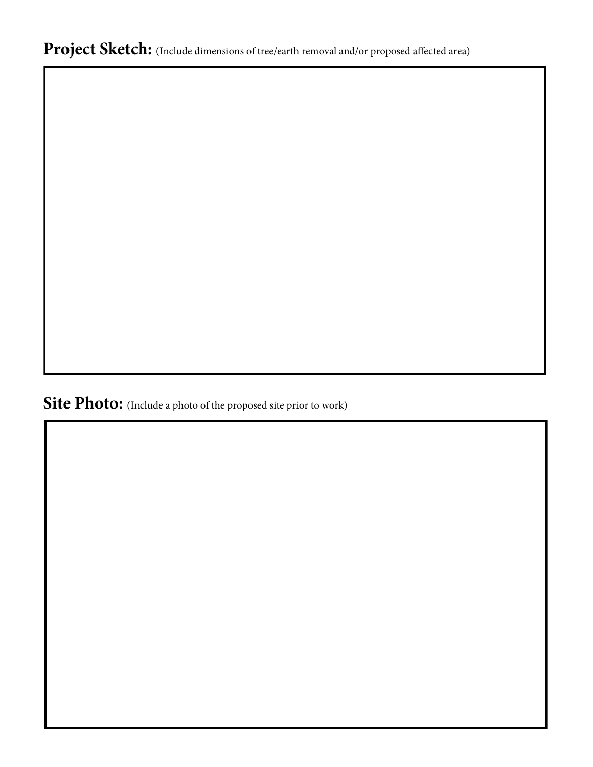**Project Sketch:** (Include dimensions of tree/earth removal and/or proposed affected area)

**Site Photo:** (Include a photo of the proposed site prior to work)